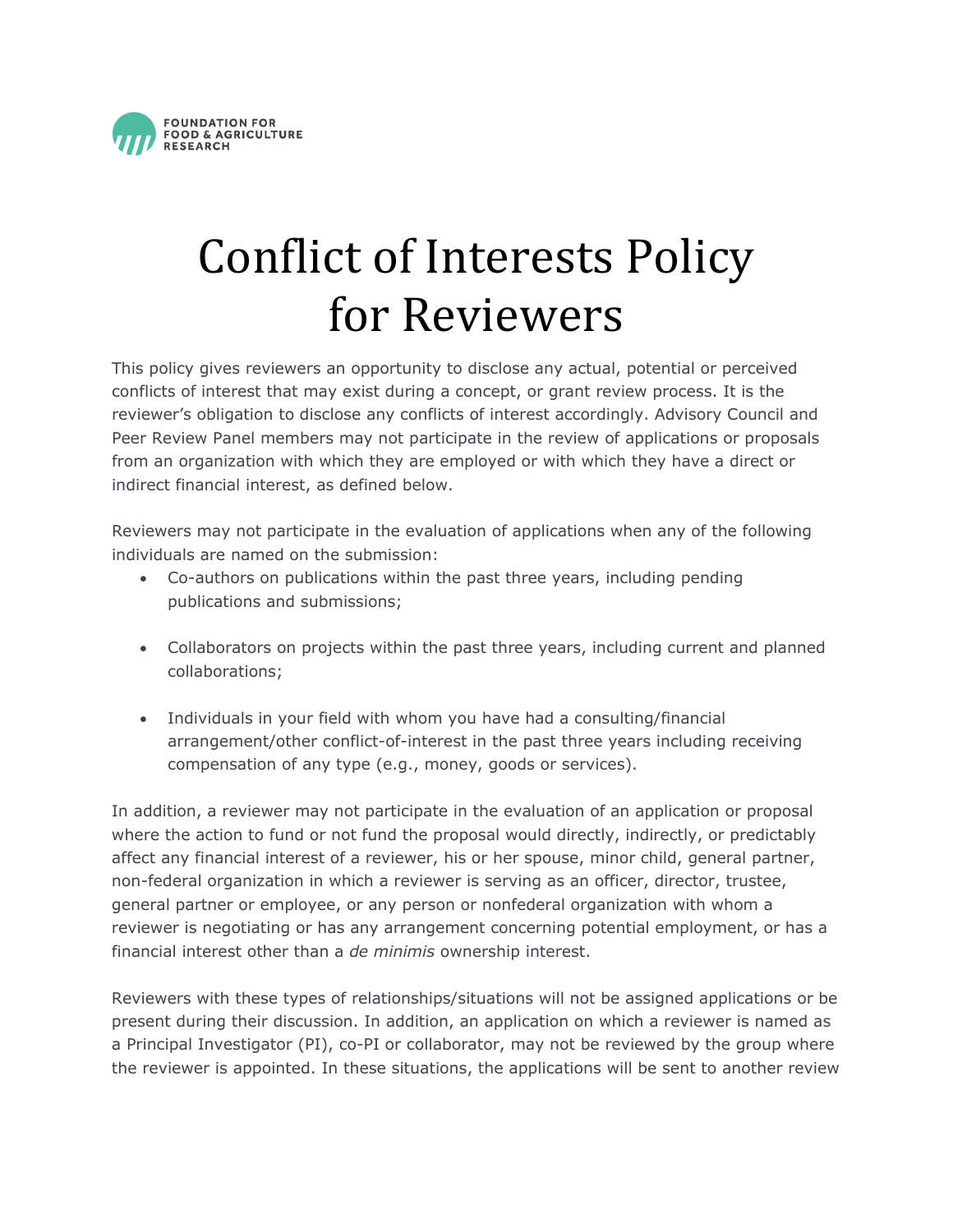FOUNDATION FOR FOOD & AGRICULTURE RESEARCH

# Conflict of Interests Policy for Reviewers

This policy gives reviewers an opportunity to disclose any actual, potential or perceived conflicts of interest that may exist during a concept, or grant review process. It is the reviewer's obligation to disclose any conflicts of interest accordingly. Advisory Council and Peer Review Panel members may not participate in the review of applications or proposals from an organization with which they are employed or with which they have a direct or indirect financial interest, as defined below.

Reviewers may not participate in the evaluation of applications when any of the following individuals are named on the submission:

- Co-authors on publications within the past three years, including pending publications and submissions;
- Collaborators on projects within the past three years, including current and planned collaborations;
- Individuals in your field with whom you have had a consulting/financial arrangement/other conflict-of-interest in the past three years including receiving compensation of any type (e.g., money, goods or services).

In addition, a reviewer may not participate in the evaluation of an application or proposal where the action to fund or not fund the proposal would directly, indirectly, or predictably affect any financial interest of a reviewer, his or her spouse, minor child, general partner, non-federal organization in which a reviewer is serving as an officer, director, trustee, general partner or employee, or any person or nonfederal organization with whom a reviewer is negotiating or has any arrangement concerning potential employment, or has a financial interest other than a *de minimis* ownership interest.

Reviewers with these types of relationships/situations will not be assigned applications or be present during their discussion. In addition, an application on which a reviewer is named as a Principal Investigator (PI), co-PI or collaborator, may not be reviewed by the group where the reviewer is appointed. In these situations, the applications will be sent to another review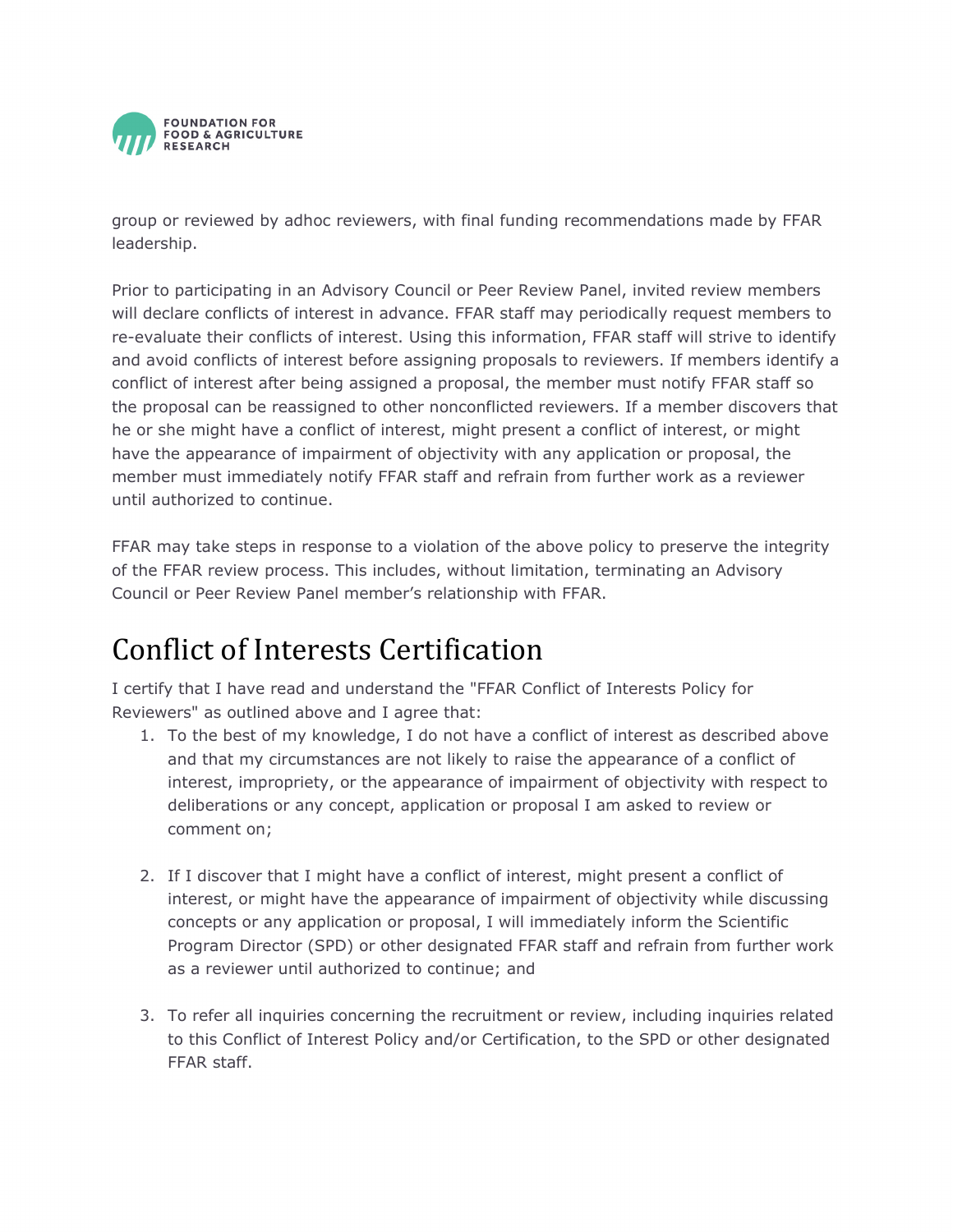group or reviewed by adhoc reviewers, with final funding recommendations made by FFAR leadership.

Prior to participating in an Advisory Council or Peer Review Panel, invited review members will declare conflicts of interest in advance. FFAR staff may periodically request members to re-evaluate their conflicts of interest. Using this information, FFAR staff will strive to identify and avoid conflicts of interest before assigning proposals to reviewers. If members identify a conflict of interest after being assigned a proposal, the member must notify FFAR staff so the proposal can be reassigned to other nonconflicted reviewers. If a member discovers that he or she might have a conflict of interest, might present a conflict of interest, or might have the appearance of impairment of objectivity with any application or proposal, the member must immediately notify FFAR staff and refrain from further work as a reviewer until authorized to continue.

FFAR may take steps in response to a violation of the above policy to preserve the integrity of the FFAR review process. This includes, without limitation, terminating an Advisory Council or Peer Review Panel member's relationship with FFAR.

# Conflict of Interests Certification

I certify that I have read and understand the "FFAR Conflict of Interests Policy for Reviewers" as outlined above and I agree that:

1. To the best of my knowledge, I do not have a conflict of interest as described above and that my circumstances are not likely to raise the appearance of a conflict of interest, impropriety, or the appearance of impairment of objectivity with respect to deliberations or any concept, application or proposal I am asked to review or comment on;

2. If I discover that I might have a conflict of interest, might present a conflict of interest, or might have the appearance of impairment of objectivity while discussing concepts or any application or proposal, I will immediately inform the Scientific Program Director (SPD) or other designated FFAR staff and refrain from further work as a reviewer until authorized to continue; and

3. To refer all inquiries concerning the recruitment or review, including inquiries related to this Conflict of Interest Policy and/or Certification, to the SPD or other designated FFAR staff.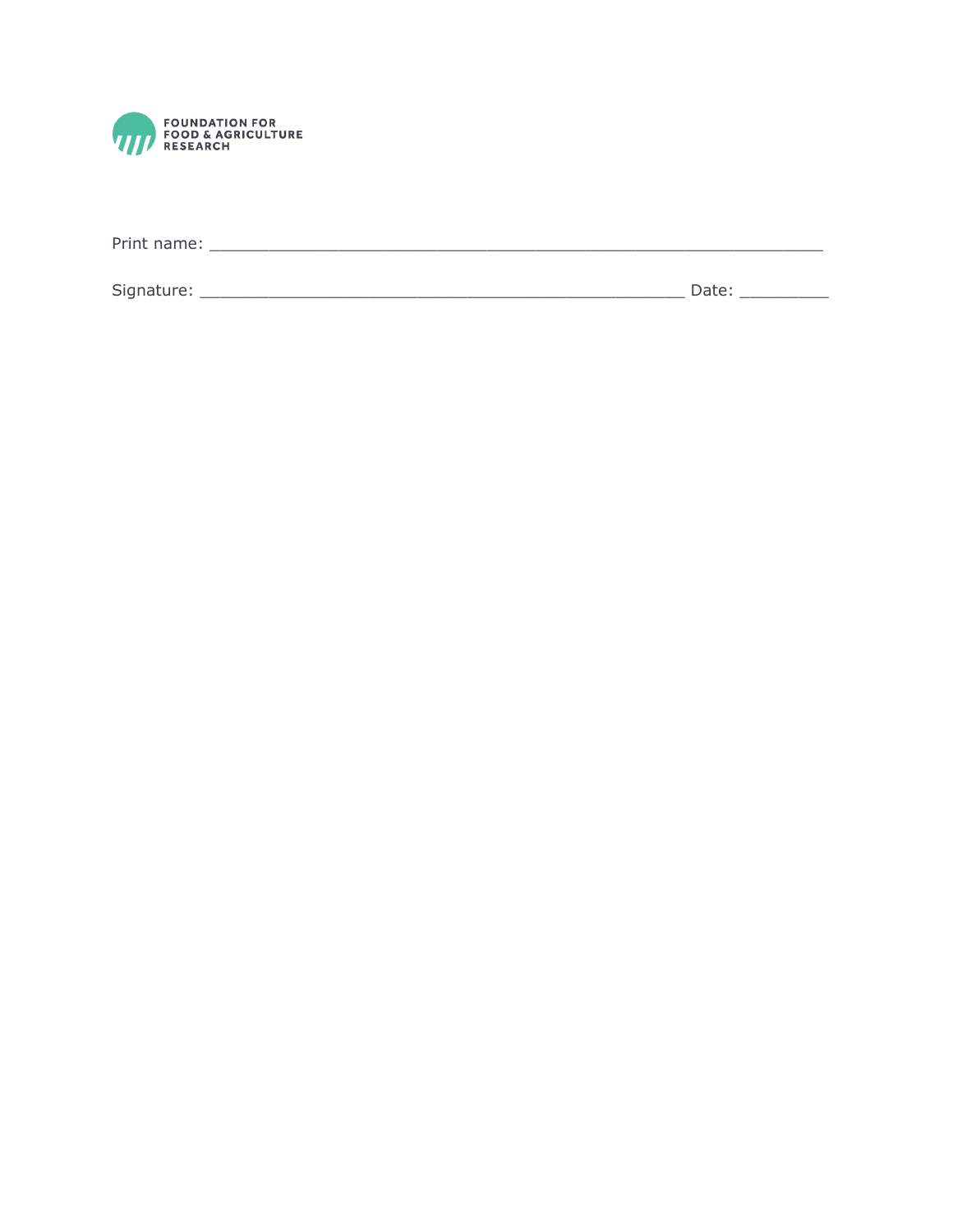FOUNDATION FOR FOOD & AGRICULTURE RESEARCH

Print name: ___________________________________________________________

Signature: _________________________________________________ Date: _________